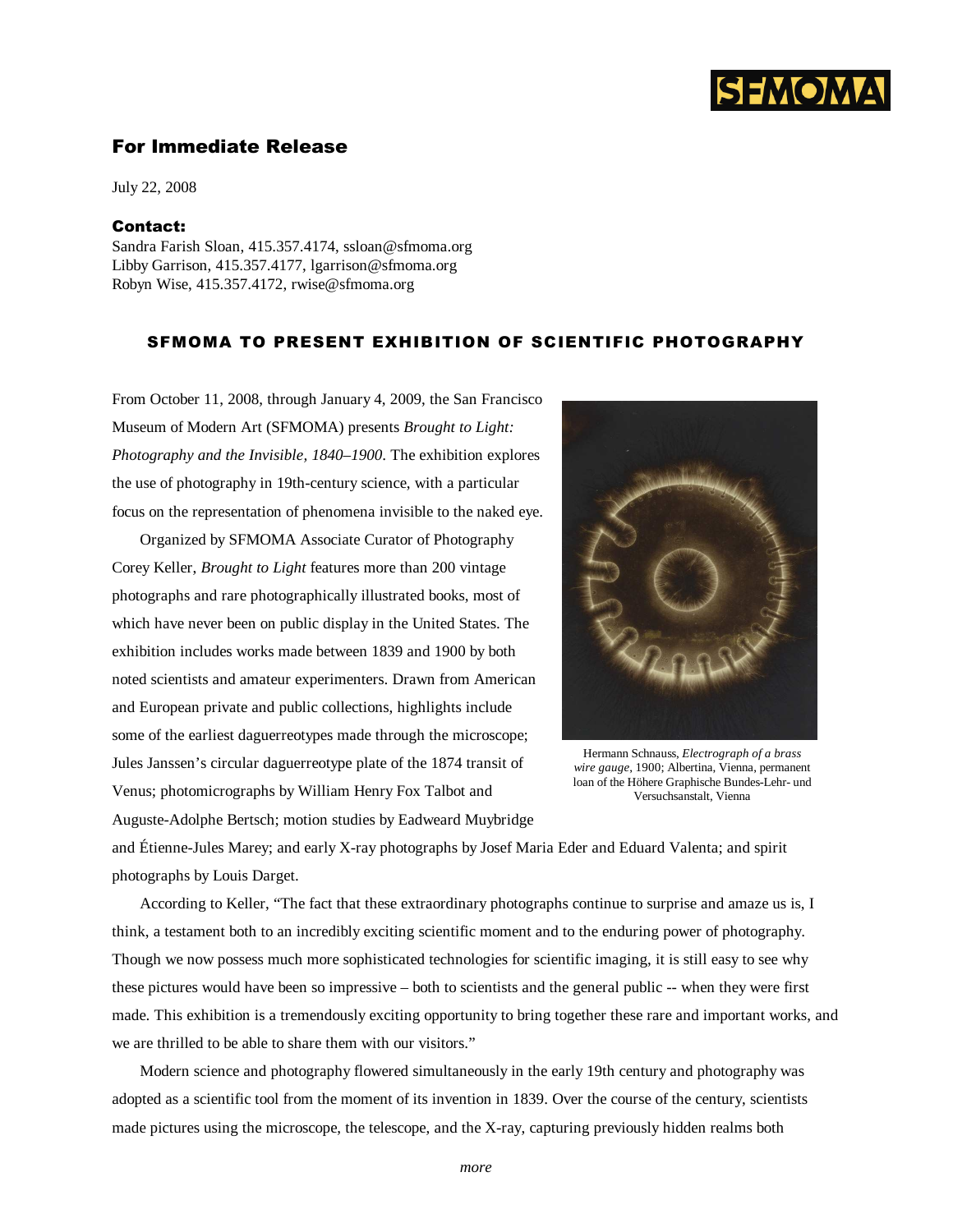## For Immediate Release

July 22, 2008

**Contact:**
Sandra Farish Sloan, 415.357.4174, ssloan@sfmoma.org
Libby Garrison, 415.357.4177, lgarrison@sfmoma.org
Robyn Wise, 415.357.4172, rwise@sfmoma.org

# SFMOMA TO PRESENT EXHIBITION OF SCIENTIFIC PHOTOGRAPHY

From October 11, 2008, through January 4, 2009, the San Francisco Museum of Modern Art (SFMOMA) presents *Brought to Light: Photography and the Invisible, 1840–1900*. The exhibition explores the use of photography in 19th-century science, with a particular focus on the representation of phenomena invisible to the naked eye.

Organized by SFMOMA Associate Curator of Photography Corey Keller, *Brought to Light* features more than 200 vintage photographs and rare photographically illustrated books, most of which have never been on public display in the United States. The exhibition includes works made between 1839 and 1900 by both noted scientists and amateur experimenters. Drawn from American and European private and public collections, highlights include some of the earliest daguerreotypes made through the microscope; Jules Janssen's circular daguerreotype plate of the 1874 transit of Venus; photomicrographs by William Henry Fox Talbot and Auguste-Adolphe Bertsch; motion studies by Eadweard Muybridge and Étienne-Jules Marey; and early X-ray photographs by Josef Maria Eder and Eduard Valenta; and spirit photographs by Louis Darget.

Hermann Schnauss, *Electrograph of a brass wire gauge*, 1900; Albertina, Vienna, permanent loan of the Höhere Graphische Bundes-Lehr- und Versuchsanstalt, Vienna

According to Keller, "The fact that these extraordinary photographs continue to surprise and amaze us is, I think, a testament both to an incredibly exciting scientific moment and to the enduring power of photography. Though we now possess much more sophisticated technologies for scientific imaging, it is still easy to see why these pictures would have been so impressive – both to scientists and the general public -- when they were first made. This exhibition is a tremendously exciting opportunity to bring together these rare and important works, and we are thrilled to be able to share them with our visitors."

Modern science and photography flowered simultaneously in the early 19th century and photography was adopted as a scientific tool from the moment of its invention in 1839. Over the course of the century, scientists made pictures using the microscope, the telescope, and the X-ray, capturing previously hidden realms both

*more*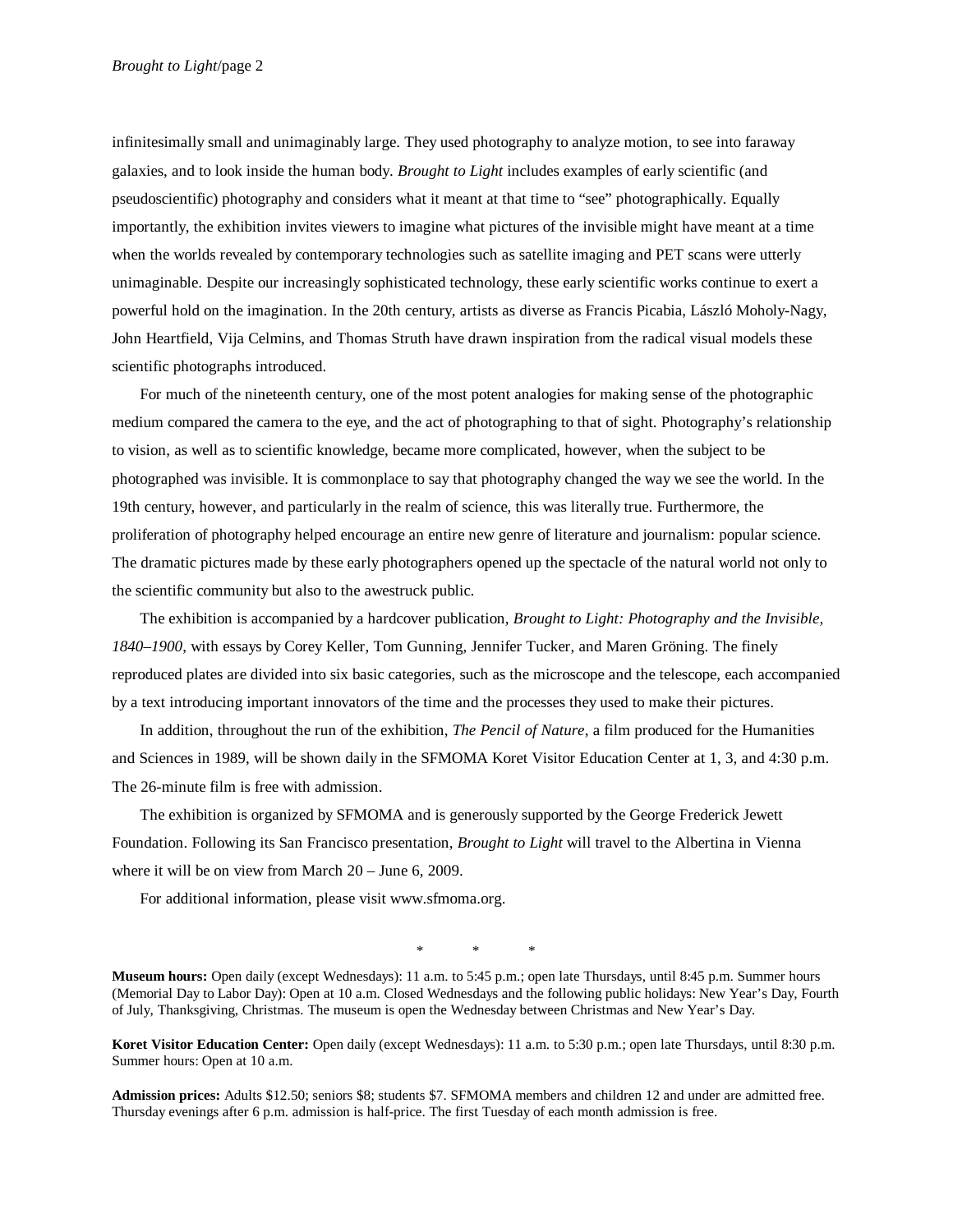infinitesimally small and unimaginably large. They used photography to analyze motion, to see into faraway galaxies, and to look inside the human body. *Brought to Light* includes examples of early scientific (and pseudoscientific) photography and considers what it meant at that time to "see" photographically. Equally importantly, the exhibition invites viewers to imagine what pictures of the invisible might have meant at a time when the worlds revealed by contemporary technologies such as satellite imaging and PET scans were utterly unimaginable. Despite our increasingly sophisticated technology, these early scientific works continue to exert a powerful hold on the imagination. In the 20th century, artists as diverse as Francis Picabia, László Moholy-Nagy, John Heartfield, Vija Celmins, and Thomas Struth have drawn inspiration from the radical visual models these scientific photographs introduced.

For much of the nineteenth century, one of the most potent analogies for making sense of the photographic medium compared the camera to the eye, and the act of photographing to that of sight. Photography's relationship to vision, as well as to scientific knowledge, became more complicated, however, when the subject to be photographed was invisible. It is commonplace to say that photography changed the way we see the world. In the 19th century, however, and particularly in the realm of science, this was literally true. Furthermore, the proliferation of photography helped encourage an entire new genre of literature and journalism: popular science. The dramatic pictures made by these early photographers opened up the spectacle of the natural world not only to the scientific community but also to the awestruck public.

The exhibition is accompanied by a hardcover publication, *Brought to Light: Photography and the Invisible, 1840–1900*, with essays by Corey Keller, Tom Gunning, Jennifer Tucker, and Maren Gröning. The finely reproduced plates are divided into six basic categories, such as the microscope and the telescope, each accompanied by a text introducing important innovators of the time and the processes they used to make their pictures.

In addition, throughout the run of the exhibition, *The Pencil of Nature*, a film produced for the Humanities and Sciences in 1989, will be shown daily in the SFMOMA Koret Visitor Education Center at 1, 3, and 4:30 p.m. The 26-minute film is free with admission.

The exhibition is organized by SFMOMA and is generously supported by the George Frederick Jewett Foundation. Following its San Francisco presentation, *Brought to Light* will travel to the Albertina in Vienna where it will be on view from March 20 – June 6, 2009.

For additional information, please visit www.sfmoma.org.

\*  \*  \*

**Museum hours:** Open daily (except Wednesdays): 11 a.m. to 5:45 p.m.; open late Thursdays, until 8:45 p.m. Summer hours (Memorial Day to Labor Day): Open at 10 a.m. Closed Wednesdays and the following public holidays: New Year's Day, Fourth of July, Thanksgiving, Christmas. The museum is open the Wednesday between Christmas and New Year's Day.

**Koret Visitor Education Center:** Open daily (except Wednesdays): 11 a.m. to 5:30 p.m.; open late Thursdays, until 8:30 p.m. Summer hours: Open at 10 a.m.

**Admission prices:** Adults $12.50; seniors $8; students $7. SFMOMA members and children 12 and under are admitted free. Thursday evenings after 6 p.m. admission is half-price. The first Tuesday of each month admission is free.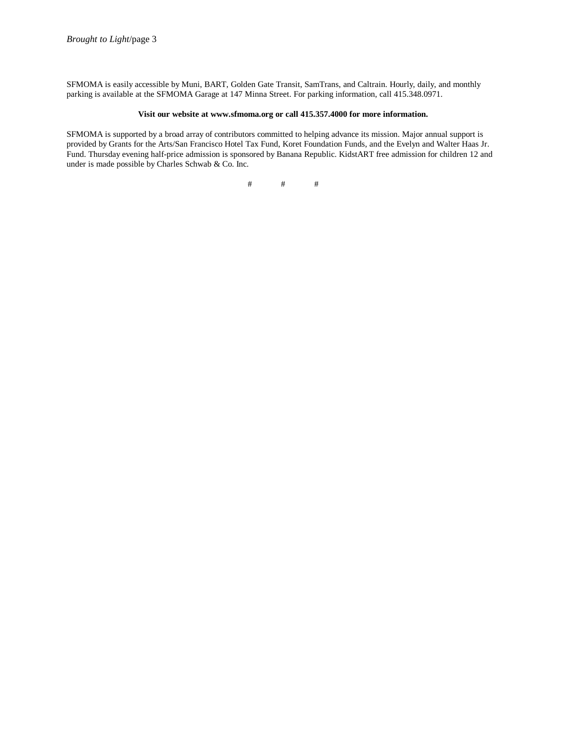SFMOMA is easily accessible by Muni, BART, Golden Gate Transit, SamTrans, and Caltrain. Hourly, daily, and monthly parking is available at the SFMOMA Garage at 147 Minna Street. For parking information, call 415.348.0971.

**Visit our website at www.sfmoma.org or call 415.357.4000 for more information.**

SFMOMA is supported by a broad array of contributors committed to helping advance its mission. Major annual support is provided by Grants for the Arts/San Francisco Hotel Tax Fund, Koret Foundation Funds, and the Evelyn and Walter Haas Jr. Fund. Thursday evening half-price admission is sponsored by Banana Republic. KidstART free admission for children 12 and under is made possible by Charles Schwab & Co. Inc.

# # #